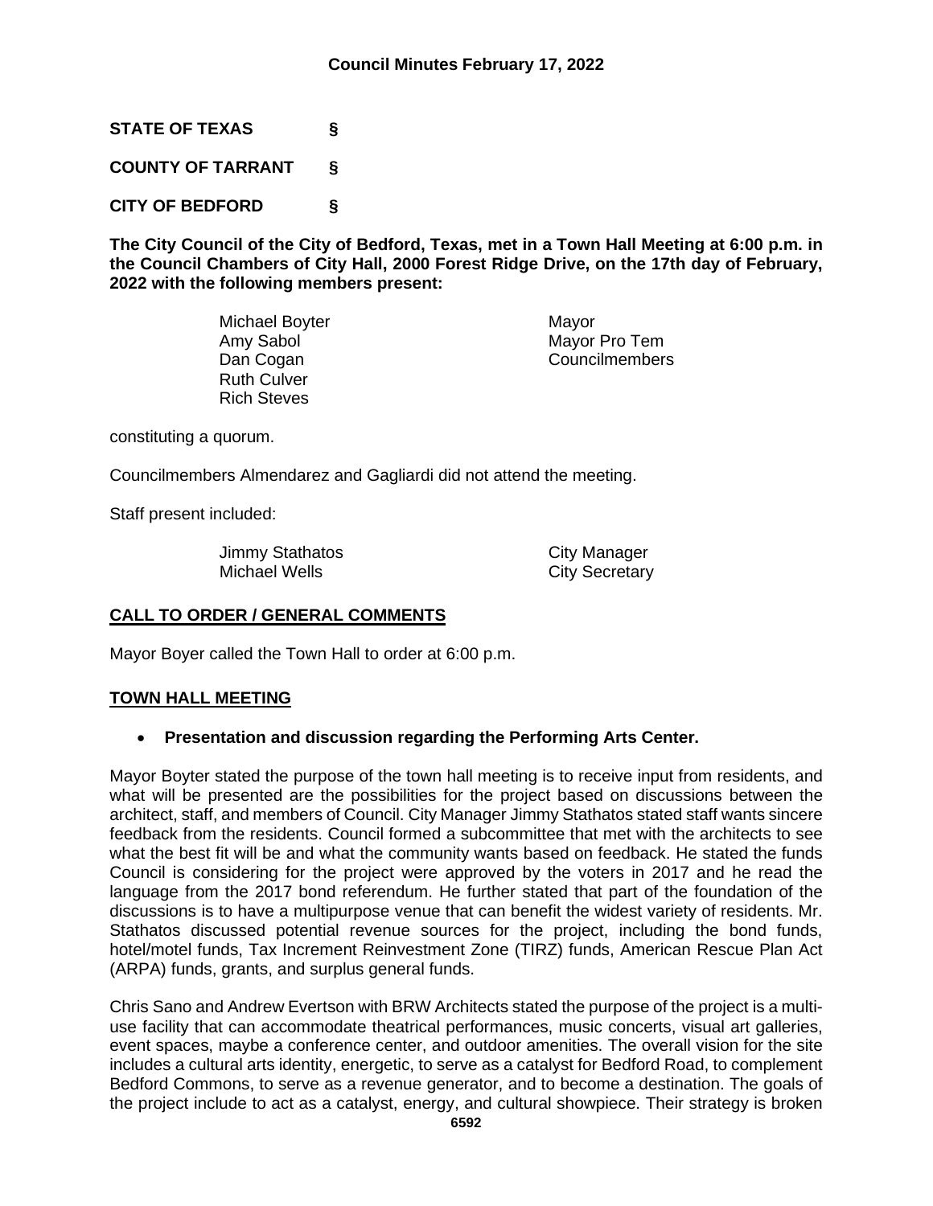## Council Minutes February 17, 2022

**STATE OF TEXAS §**

**COUNTY OF TARRANT §**

**CITY OF BEDFORD §**

**The City Council of the City of Bedford, Texas, met in a Town Hall Meeting at 6:00 p.m. in the Council Chambers of City Hall, 2000 Forest Ridge Drive, on the 17th day of February, 2022 with the following members present:**

| | |
|---|---|
| Michael Boyter | Mayor |
| Amy Sabol | Mayor Pro Tem |
| Dan Cogan | Councilmembers |
| Ruth Culver | |
| Rich Steves | |

constituting a quorum.

Councilmembers Almendarez and Gagliardi did not attend the meeting.

Staff present included:

| | |
|---|---|
| Jimmy Stathatos | City Manager |
| Michael Wells | City Secretary |

## CALL TO ORDER / GENERAL COMMENTS

Mayor Boyer called the Town Hall to order at 6:00 p.m.

## TOWN HALL MEETING

- **Presentation and discussion regarding the Performing Arts Center.**

Mayor Boyter stated the purpose of the town hall meeting is to receive input from residents, and what will be presented are the possibilities for the project based on discussions between the architect, staff, and members of Council. City Manager Jimmy Stathatos stated staff wants sincere feedback from the residents. Council formed a subcommittee that met with the architects to see what the best fit will be and what the community wants based on feedback. He stated the funds Council is considering for the project were approved by the voters in 2017 and he read the language from the 2017 bond referendum. He further stated that part of the foundation of the discussions is to have a multipurpose venue that can benefit the widest variety of residents. Mr. Stathatos discussed potential revenue sources for the project, including the bond funds, hotel/motel funds, Tax Increment Reinvestment Zone (TIRZ) funds, American Rescue Plan Act (ARPA) funds, grants, and surplus general funds.

Chris Sano and Andrew Evertson with BRW Architects stated the purpose of the project is a multi-use facility that can accommodate theatrical performances, music concerts, visual art galleries, event spaces, maybe a conference center, and outdoor amenities. The overall vision for the site includes a cultural arts identity, energetic, to serve as a catalyst for Bedford Road, to complement Bedford Commons, to serve as a revenue generator, and to become a destination. The goals of the project include to act as a catalyst, energy, and cultural showpiece. Their strategy is broken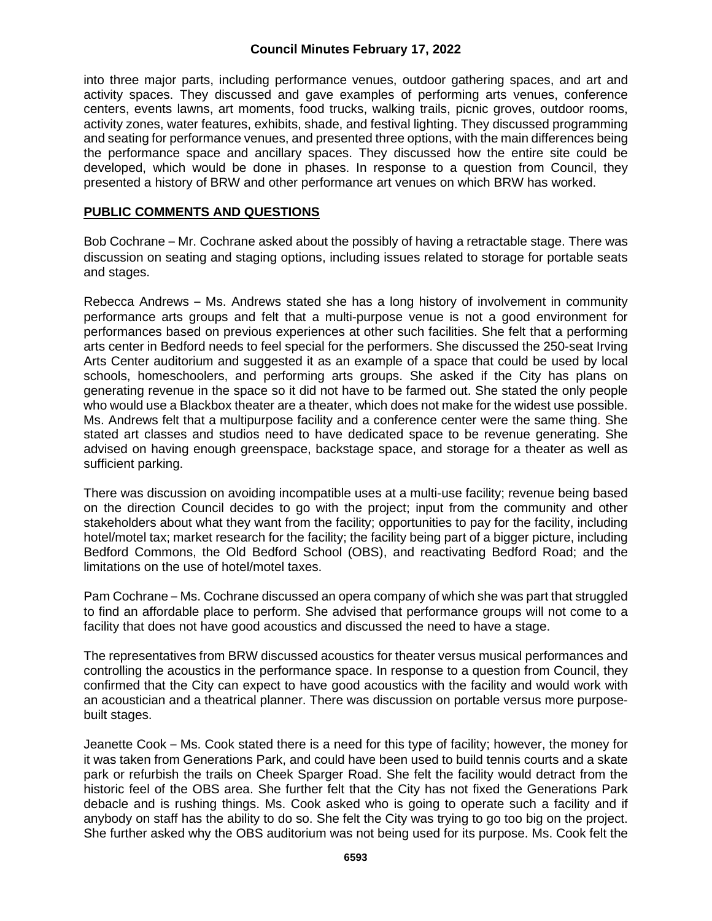into three major parts, including performance venues, outdoor gathering spaces, and art and activity spaces. They discussed and gave examples of performing arts venues, conference centers, events lawns, art moments, food trucks, walking trails, picnic groves, outdoor rooms, activity zones, water features, exhibits, shade, and festival lighting. They discussed programming and seating for performance venues, and presented three options, with the main differences being the performance space and ancillary spaces. They discussed how the entire site could be developed, which would be done in phases. In response to a question from Council, they presented a history of BRW and other performance art venues on which BRW has worked.

## PUBLIC COMMENTS AND QUESTIONS

Bob Cochrane – Mr. Cochrane asked about the possibly of having a retractable stage. There was discussion on seating and staging options, including issues related to storage for portable seats and stages.

Rebecca Andrews – Ms. Andrews stated she has a long history of involvement in community performance arts groups and felt that a multi-purpose venue is not a good environment for performances based on previous experiences at other such facilities. She felt that a performing arts center in Bedford needs to feel special for the performers. She discussed the 250-seat Irving Arts Center auditorium and suggested it as an example of a space that could be used by local schools, homeschoolers, and performing arts groups. She asked if the City has plans on generating revenue in the space so it did not have to be farmed out. She stated the only people who would use a Blackbox theater are a theater, which does not make for the widest use possible. Ms. Andrews felt that a multipurpose facility and a conference center were the same thing. She stated art classes and studios need to have dedicated space to be revenue generating. She advised on having enough greenspace, backstage space, and storage for a theater as well as sufficient parking.

There was discussion on avoiding incompatible uses at a multi-use facility; revenue being based on the direction Council decides to go with the project; input from the community and other stakeholders about what they want from the facility; opportunities to pay for the facility, including hotel/motel tax; market research for the facility; the facility being part of a bigger picture, including Bedford Commons, the Old Bedford School (OBS), and reactivating Bedford Road; and the limitations on the use of hotel/motel taxes.

Pam Cochrane – Ms. Cochrane discussed an opera company of which she was part that struggled to find an affordable place to perform. She advised that performance groups will not come to a facility that does not have good acoustics and discussed the need to have a stage.

The representatives from BRW discussed acoustics for theater versus musical performances and controlling the acoustics in the performance space. In response to a question from Council, they confirmed that the City can expect to have good acoustics with the facility and would work with an acoustician and a theatrical planner. There was discussion on portable versus more purpose-built stages.

Jeanette Cook – Ms. Cook stated there is a need for this type of facility; however, the money for it was taken from Generations Park, and could have been used to build tennis courts and a skate park or refurbish the trails on Cheek Sparger Road. She felt the facility would detract from the historic feel of the OBS area. She further felt that the City has not fixed the Generations Park debacle and is rushing things. Ms. Cook asked who is going to operate such a facility and if anybody on staff has the ability to do so. She felt the City was trying to go too big on the project. She further asked why the OBS auditorium was not being used for its purpose. Ms. Cook felt the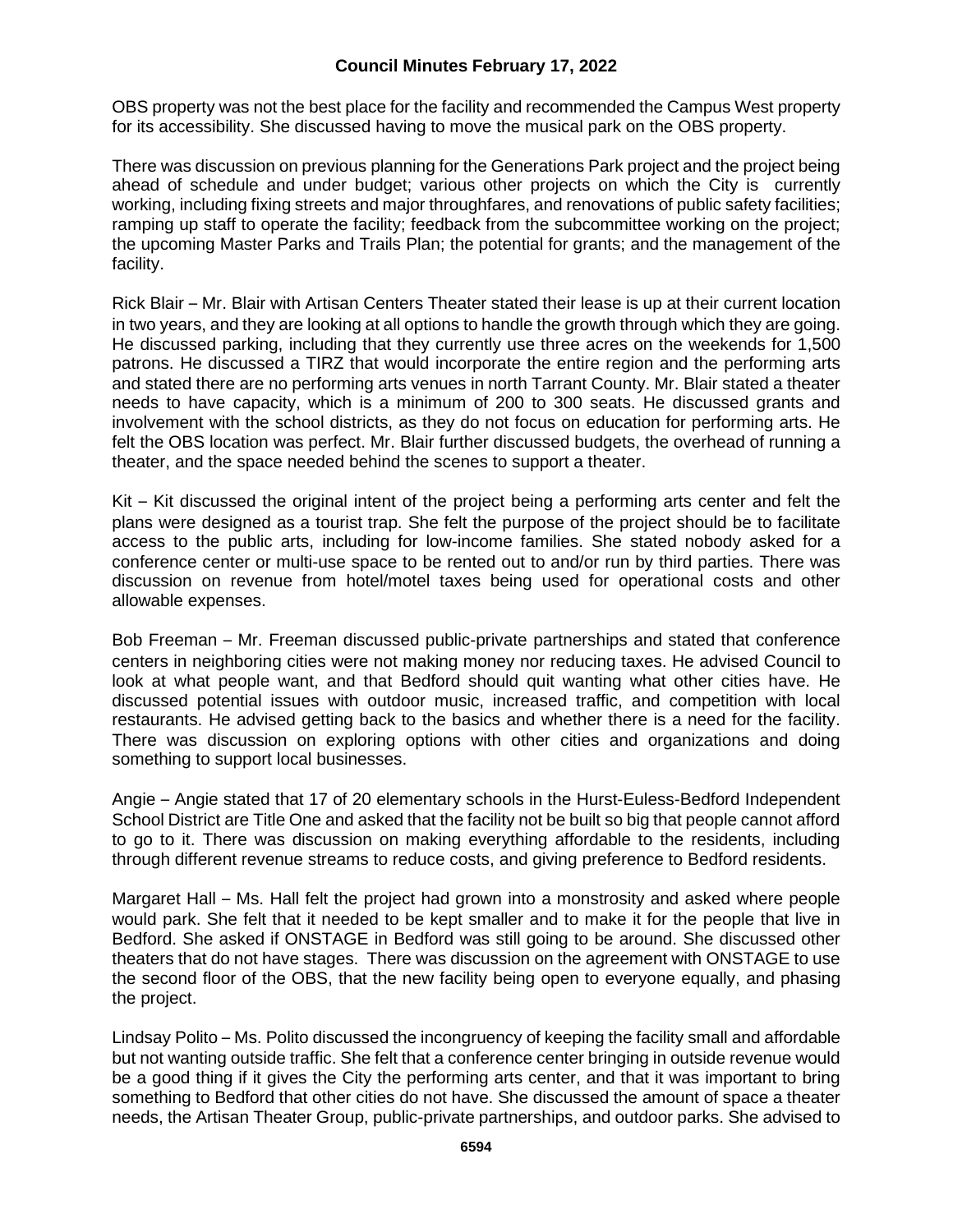OBS property was not the best place for the facility and recommended the Campus West property for its accessibility. She discussed having to move the musical park on the OBS property.

There was discussion on previous planning for the Generations Park project and the project being ahead of schedule and under budget; various other projects on which the City is currently working, including fixing streets and major throughfares, and renovations of public safety facilities; ramping up staff to operate the facility; feedback from the subcommittee working on the project; the upcoming Master Parks and Trails Plan; the potential for grants; and the management of the facility.

Rick Blair – Mr. Blair with Artisan Centers Theater stated their lease is up at their current location in two years, and they are looking at all options to handle the growth through which they are going. He discussed parking, including that they currently use three acres on the weekends for 1,500 patrons. He discussed a TIRZ that would incorporate the entire region and the performing arts and stated there are no performing arts venues in north Tarrant County. Mr. Blair stated a theater needs to have capacity, which is a minimum of 200 to 300 seats. He discussed grants and involvement with the school districts, as they do not focus on education for performing arts. He felt the OBS location was perfect. Mr. Blair further discussed budgets, the overhead of running a theater, and the space needed behind the scenes to support a theater.

Kit – Kit discussed the original intent of the project being a performing arts center and felt the plans were designed as a tourist trap. She felt the purpose of the project should be to facilitate access to the public arts, including for low-income families. She stated nobody asked for a conference center or multi-use space to be rented out to and/or run by third parties. There was discussion on revenue from hotel/motel taxes being used for operational costs and other allowable expenses.

Bob Freeman – Mr. Freeman discussed public-private partnerships and stated that conference centers in neighboring cities were not making money nor reducing taxes. He advised Council to look at what people want, and that Bedford should quit wanting what other cities have. He discussed potential issues with outdoor music, increased traffic, and competition with local restaurants. He advised getting back to the basics and whether there is a need for the facility. There was discussion on exploring options with other cities and organizations and doing something to support local businesses.

Angie – Angie stated that 17 of 20 elementary schools in the Hurst-Euless-Bedford Independent School District are Title One and asked that the facility not be built so big that people cannot afford to go to it. There was discussion on making everything affordable to the residents, including through different revenue streams to reduce costs, and giving preference to Bedford residents.

Margaret Hall – Ms. Hall felt the project had grown into a monstrosity and asked where people would park. She felt that it needed to be kept smaller and to make it for the people that live in Bedford. She asked if ONSTAGE in Bedford was still going to be around. She discussed other theaters that do not have stages. There was discussion on the agreement with ONSTAGE to use the second floor of the OBS, that the new facility being open to everyone equally, and phasing the project.

Lindsay Polito – Ms. Polito discussed the incongruency of keeping the facility small and affordable but not wanting outside traffic. She felt that a conference center bringing in outside revenue would be a good thing if it gives the City the performing arts center, and that it was important to bring something to Bedford that other cities do not have. She discussed the amount of space a theater needs, the Artisan Theater Group, public-private partnerships, and outdoor parks. She advised to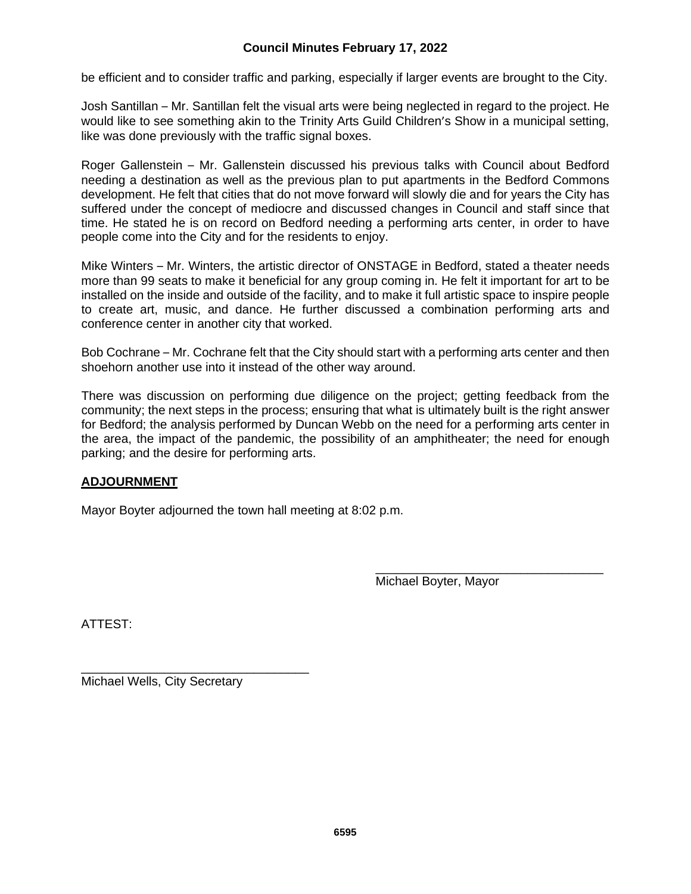be efficient and to consider traffic and parking, especially if larger events are brought to the City.

Josh Santillan – Mr. Santillan felt the visual arts were being neglected in regard to the project. He would like to see something akin to the Trinity Arts Guild Children's Show in a municipal setting, like was done previously with the traffic signal boxes.

Roger Gallenstein – Mr. Gallenstein discussed his previous talks with Council about Bedford needing a destination as well as the previous plan to put apartments in the Bedford Commons development. He felt that cities that do not move forward will slowly die and for years the City has suffered under the concept of mediocre and discussed changes in Council and staff since that time. He stated he is on record on Bedford needing a performing arts center, in order to have people come into the City and for the residents to enjoy.

Mike Winters – Mr. Winters, the artistic director of ONSTAGE in Bedford, stated a theater needs more than 99 seats to make it beneficial for any group coming in. He felt it important for art to be installed on the inside and outside of the facility, and to make it full artistic space to inspire people to create art, music, and dance. He further discussed a combination performing arts and conference center in another city that worked.

Bob Cochrane – Mr. Cochrane felt that the City should start with a performing arts center and then shoehorn another use into it instead of the other way around.

There was discussion on performing due diligence on the project; getting feedback from the community; the next steps in the process; ensuring that what is ultimately built is the right answer for Bedford; the analysis performed by Duncan Webb on the need for a performing arts center in the area, the impact of the pandemic, the possibility of an amphitheater; the need for enough parking; and the desire for performing arts.

## ADJOURNMENT

Mayor Boyter adjourned the town hall meeting at 8:02 p.m.

\_\_\_\_\_\_\_\_\_\_\_\_\_\_\_\_\_\_\_\_\_\_\_\_\_\_\_\_\_\_\_\_\_\_
Michael Boyter, Mayor

ATTEST:

\_\_\_\_\_\_\_\_\_\_\_\_\_\_\_\_\_\_\_\_\_\_\_\_\_\_\_\_\_\_\_\_\_\_
Michael Wells, City Secretary